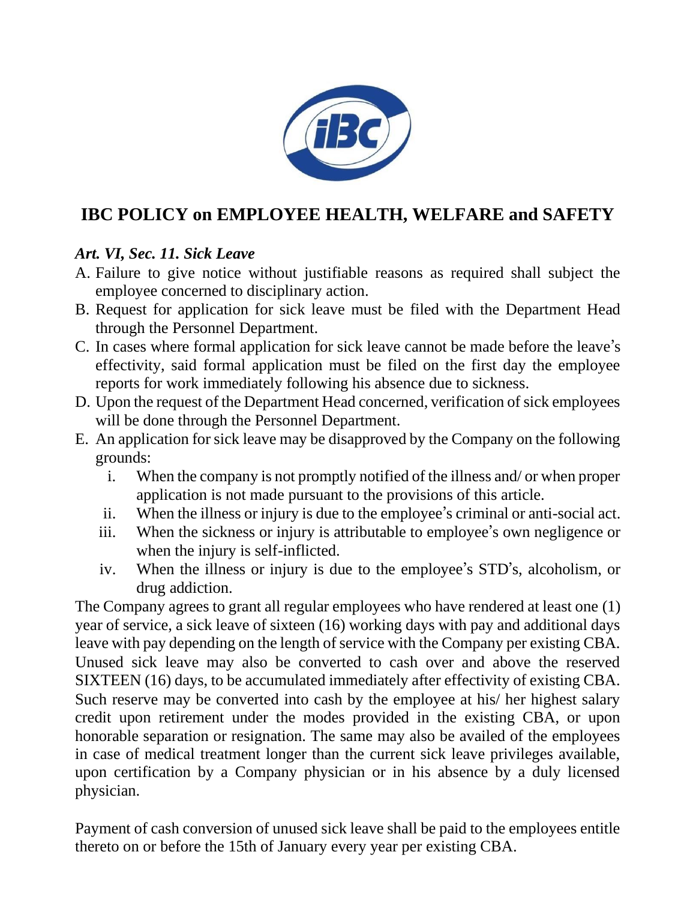# IBC POLICY on EMPLOYEE HEALTH, WELFARE and SAFETY

### *Art. VI, Sec. 11. Sick Leave*

A. Failure to give notice without justifiable reasons as required shall subject the employee concerned to disciplinary action.

B. Request for application for sick leave must be filed with the Department Head through the Personnel Department.

C. In cases where formal application for sick leave cannot be made before the leave's effectivity, said formal application must be filed on the first day the employee reports for work immediately following his absence due to sickness.

D. Upon the request of the Department Head concerned, verification of sick employees will be done through the Personnel Department.

E. An application for sick leave may be disapproved by the Company on the following grounds:

   i. When the company is not promptly notified of the illness and/ or when proper application is not made pursuant to the provisions of this article.

   ii. When the illness or injury is due to the employee's criminal or anti-social act.

   iii. When the sickness or injury is attributable to employee's own negligence or when the injury is self-inflicted.

   iv. When the illness or injury is due to the employee's STD's, alcoholism, or drug addiction.

The Company agrees to grant all regular employees who have rendered at least one (1) year of service, a sick leave of sixteen (16) working days with pay and additional days leave with pay depending on the length of service with the Company per existing CBA. Unused sick leave may also be converted to cash over and above the reserved SIXTEEN (16) days, to be accumulated immediately after effectivity of existing CBA. Such reserve may be converted into cash by the employee at his/ her highest salary credit upon retirement under the modes provided in the existing CBA, or upon honorable separation or resignation. The same may also be availed of the employees in case of medical treatment longer than the current sick leave privileges available, upon certification by a Company physician or in his absence by a duly licensed physician.

Payment of cash conversion of unused sick leave shall be paid to the employees entitle thereto on or before the 15th of January every year per existing CBA.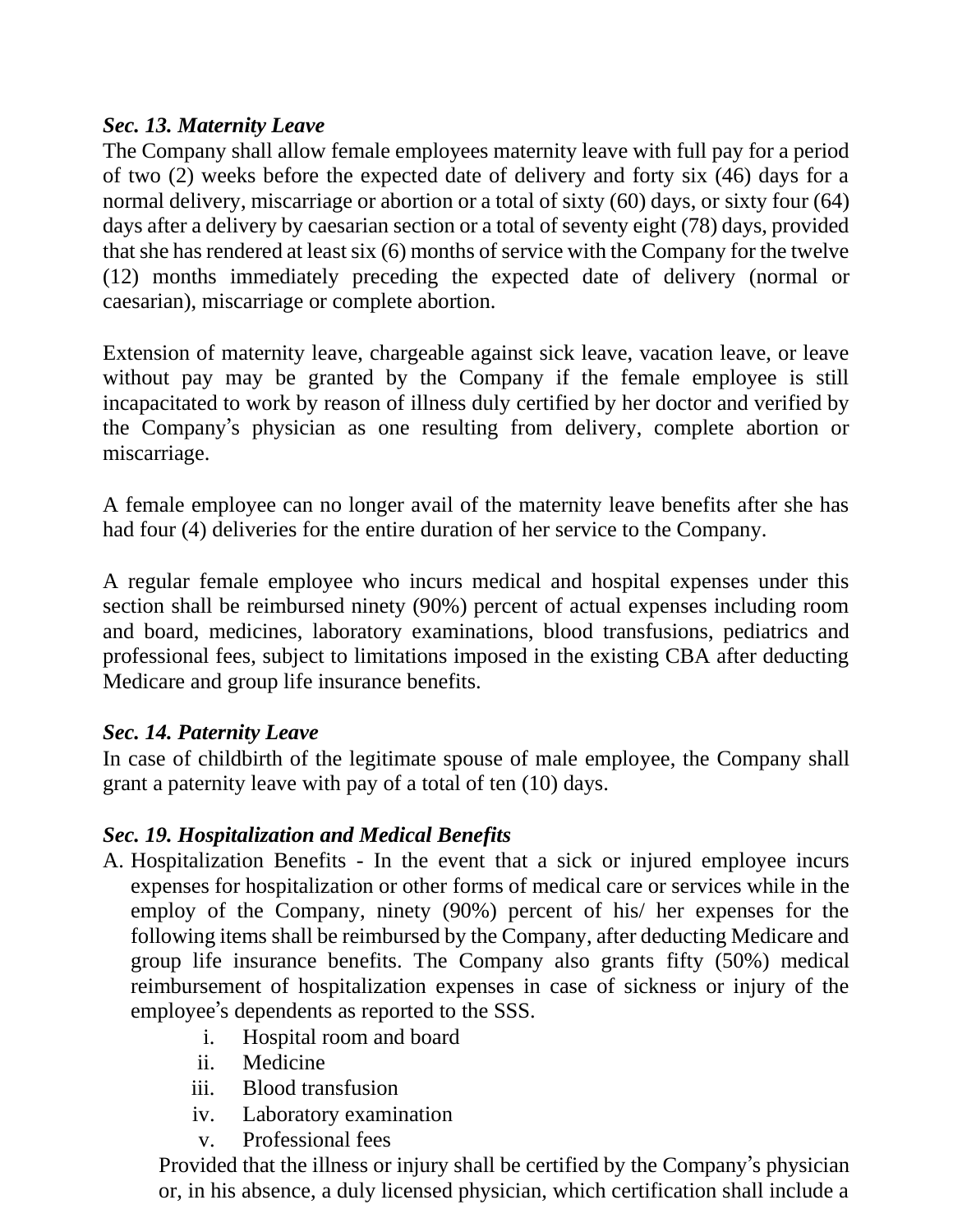***Sec. 13. Maternity Leave***

The Company shall allow female employees maternity leave with full pay for a period of two (2) weeks before the expected date of delivery and forty six (46) days for a normal delivery, miscarriage or abortion or a total of sixty (60) days, or sixty four (64) days after a delivery by caesarian section or a total of seventy eight (78) days, provided that she has rendered at least six (6) months of service with the Company for the twelve (12) months immediately preceding the expected date of delivery (normal or caesarian), miscarriage or complete abortion.

Extension of maternity leave, chargeable against sick leave, vacation leave, or leave without pay may be granted by the Company if the female employee is still incapacitated to work by reason of illness duly certified by her doctor and verified by the Company's physician as one resulting from delivery, complete abortion or miscarriage.

A female employee can no longer avail of the maternity leave benefits after she has had four (4) deliveries for the entire duration of her service to the Company.

A regular female employee who incurs medical and hospital expenses under this section shall be reimbursed ninety (90%) percent of actual expenses including room and board, medicines, laboratory examinations, blood transfusions, pediatrics and professional fees, subject to limitations imposed in the existing CBA after deducting Medicare and group life insurance benefits.

***Sec. 14. Paternity Leave***

In case of childbirth of the legitimate spouse of male employee, the Company shall grant a paternity leave with pay of a total of ten (10) days.

***Sec. 19. Hospitalization and Medical Benefits***

A. Hospitalization Benefits - In the event that a sick or injured employee incurs expenses for hospitalization or other forms of medical care or services while in the employ of the Company, ninety (90%) percent of his/ her expenses for the following items shall be reimbursed by the Company, after deducting Medicare and group life insurance benefits. The Company also grants fifty (50%) medical reimbursement of hospitalization expenses in case of sickness or injury of the employee's dependents as reported to the SSS.

   i. Hospital room and board
   ii. Medicine
   iii. Blood transfusion
   iv. Laboratory examination
   v. Professional fees

   Provided that the illness or injury shall be certified by the Company's physician or, in his absence, a duly licensed physician, which certification shall include a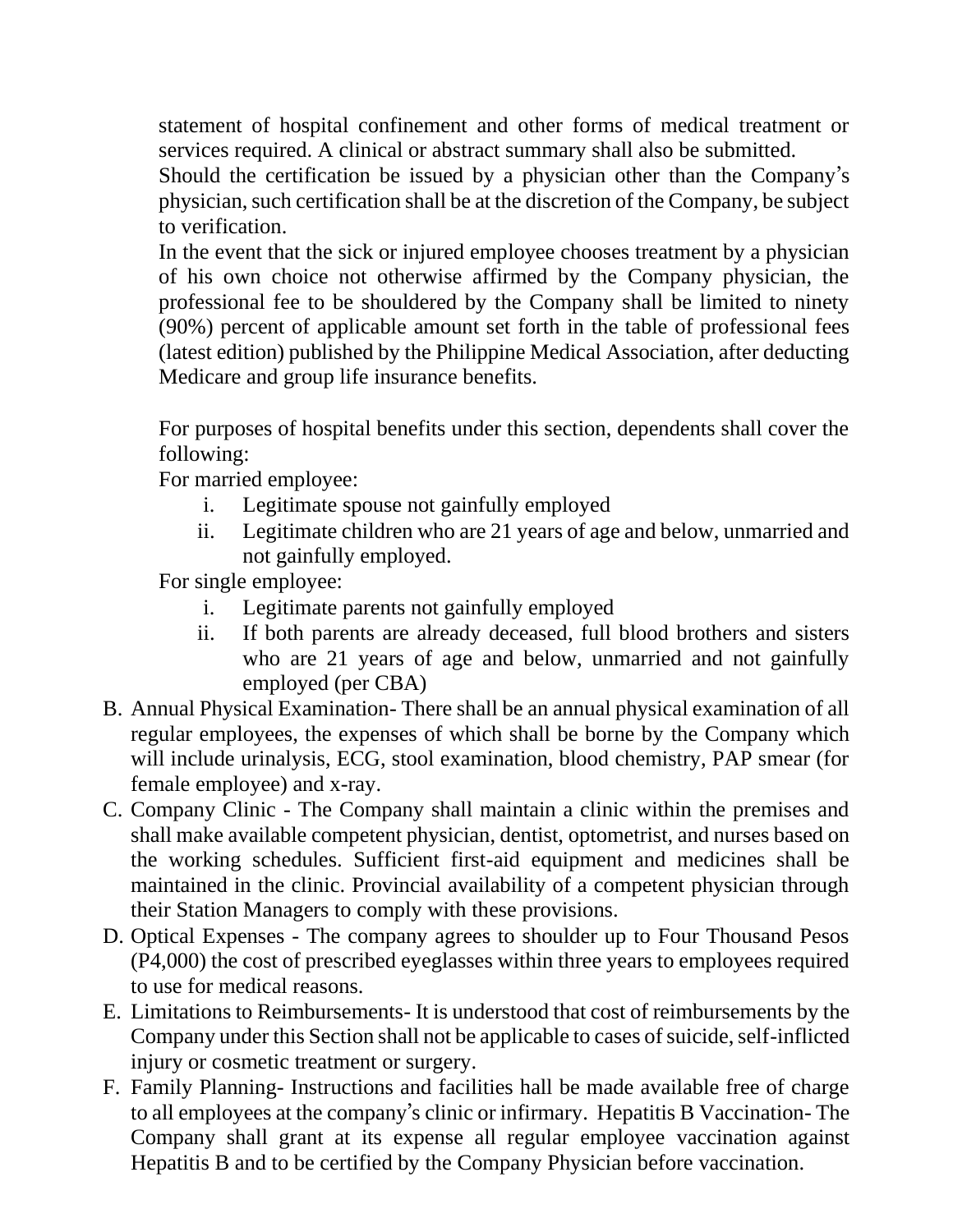statement of hospital confinement and other forms of medical treatment or services required. A clinical or abstract summary shall also be submitted.

Should the certification be issued by a physician other than the Company's physician, such certification shall be at the discretion of the Company, be subject to verification.

In the event that the sick or injured employee chooses treatment by a physician of his own choice not otherwise affirmed by the Company physician, the professional fee to be shouldered by the Company shall be limited to ninety (90%) percent of applicable amount set forth in the table of professional fees (latest edition) published by the Philippine Medical Association, after deducting Medicare and group life insurance benefits.

For purposes of hospital benefits under this section, dependents shall cover the following:

For married employee:

i. Legitimate spouse not gainfully employed
ii. Legitimate children who are 21 years of age and below, unmarried and not gainfully employed.

For single employee:

i. Legitimate parents not gainfully employed
ii. If both parents are already deceased, full blood brothers and sisters who are 21 years of age and below, unmarried and not gainfully employed (per CBA)

B. Annual Physical Examination- There shall be an annual physical examination of all regular employees, the expenses of which shall be borne by the Company which will include urinalysis, ECG, stool examination, blood chemistry, PAP smear (for female employee) and x-ray.

C. Company Clinic - The Company shall maintain a clinic within the premises and shall make available competent physician, dentist, optometrist, and nurses based on the working schedules. Sufficient first-aid equipment and medicines shall be maintained in the clinic. Provincial availability of a competent physician through their Station Managers to comply with these provisions.

D. Optical Expenses - The company agrees to shoulder up to Four Thousand Pesos (P4,000) the cost of prescribed eyeglasses within three years to employees required to use for medical reasons.

E. Limitations to Reimbursements- It is understood that cost of reimbursements by the Company under this Section shall not be applicable to cases of suicide, self-inflicted injury or cosmetic treatment or surgery.

F. Family Planning- Instructions and facilities hall be made available free of charge to all employees at the company's clinic or infirmary. Hepatitis B Vaccination- The Company shall grant at its expense all regular employee vaccination against Hepatitis B and to be certified by the Company Physician before vaccination.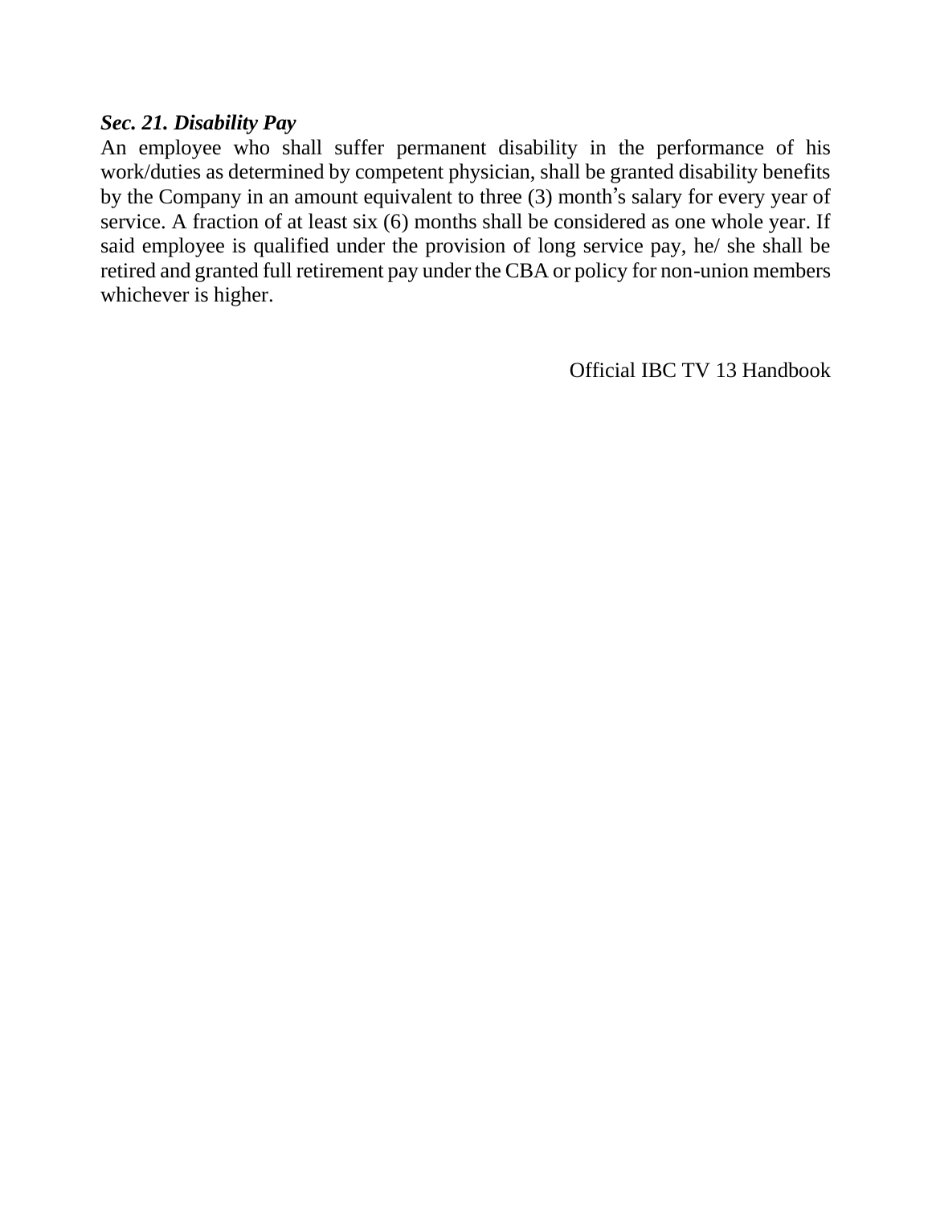***Sec. 21. Disability Pay***

An employee who shall suffer permanent disability in the performance of his work/duties as determined by competent physician, shall be granted disability benefits by the Company in an amount equivalent to three (3) month's salary for every year of service. A fraction of at least six (6) months shall be considered as one whole year. If said employee is qualified under the provision of long service pay, he/ she shall be retired and granted full retirement pay under the CBA or policy for non-union members whichever is higher.

Official IBC TV 13 Handbook